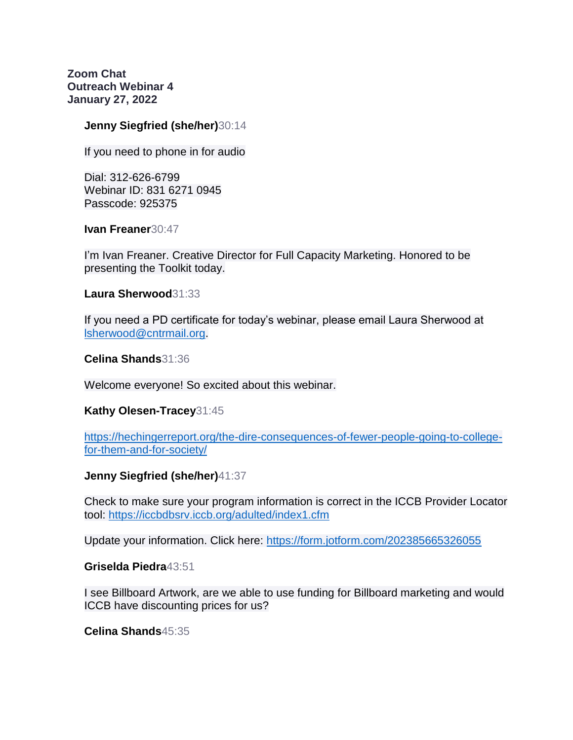**Zoom Chat**
**Outreach Webinar 4**
**January 27, 2022**

**Jenny Siegfried (she/her)**30:14

If you need to phone in for audio

Dial: 312-626-6799
Webinar ID: 831 6271 0945
Passcode: 925375

**Ivan Freaner**30:47

I'm Ivan Freaner. Creative Director for Full Capacity Marketing. Honored to be presenting the Toolkit today.

**Laura Sherwood**31:33

If you need a PD certificate for today's webinar, please email Laura Sherwood at lsherwood@cntrmail.org.

**Celina Shands**31:36

Welcome everyone! So excited about this webinar.

**Kathy Olesen-Tracey**31:45

https://hechingerreport.org/the-dire-consequences-of-fewer-people-going-to-college-for-them-and-for-society/

**Jenny Siegfried (she/her)**41:37

Check to make sure your program information is correct in the ICCB Provider Locator tool: https://iccbdbsrv.iccb.org/adulted/index1.cfm

Update your information. Click here: https://form.jotform.com/202385665326055

**Griselda Piedra**43:51

I see Billboard Artwork, are we able to use funding for Billboard marketing and would ICCB have discounting prices for us?

**Celina Shands**45:35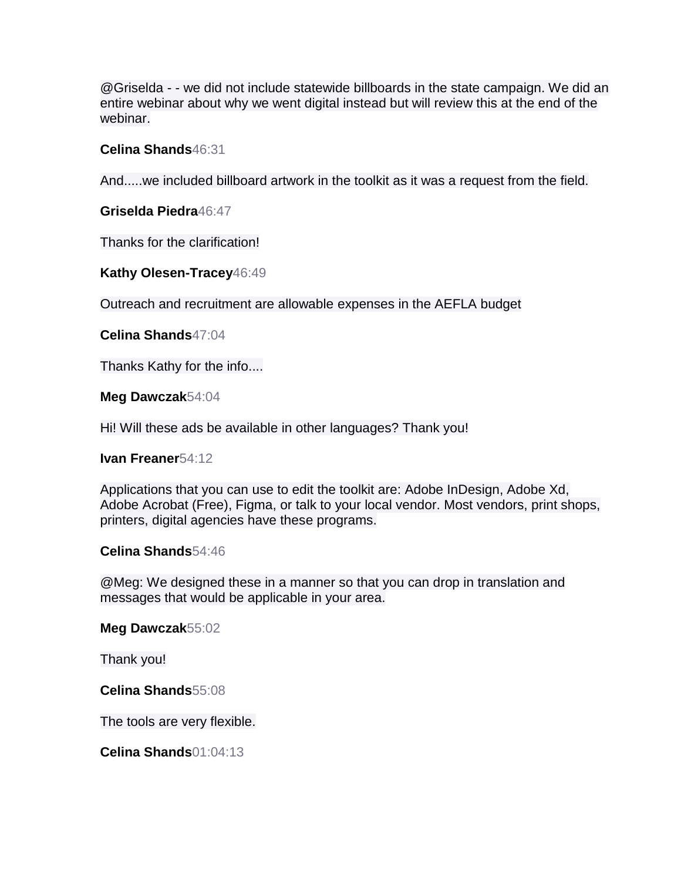@Griselda - - we did not include statewide billboards in the state campaign. We did an entire webinar about why we went digital instead but will review this at the end of the webinar.

**Celina Shands**46:31

And.....we included billboard artwork in the toolkit as it was a request from the field.

**Griselda Piedra**46:47

Thanks for the clarification!

**Kathy Olesen-Tracey**46:49

Outreach and recruitment are allowable expenses in the AEFLA budget

**Celina Shands**47:04

Thanks Kathy for the info....

**Meg Dawczak**54:04

Hi! Will these ads be available in other languages? Thank you!

**Ivan Freaner**54:12

Applications that you can use to edit the toolkit are: Adobe InDesign, Adobe Xd, Adobe Acrobat (Free), Figma, or talk to your local vendor. Most vendors, print shops, printers, digital agencies have these programs.

**Celina Shands**54:46

@Meg: We designed these in a manner so that you can drop in translation and messages that would be applicable in your area.

**Meg Dawczak**55:02

Thank you!

**Celina Shands**55:08

The tools are very flexible.

**Celina Shands**01:04:13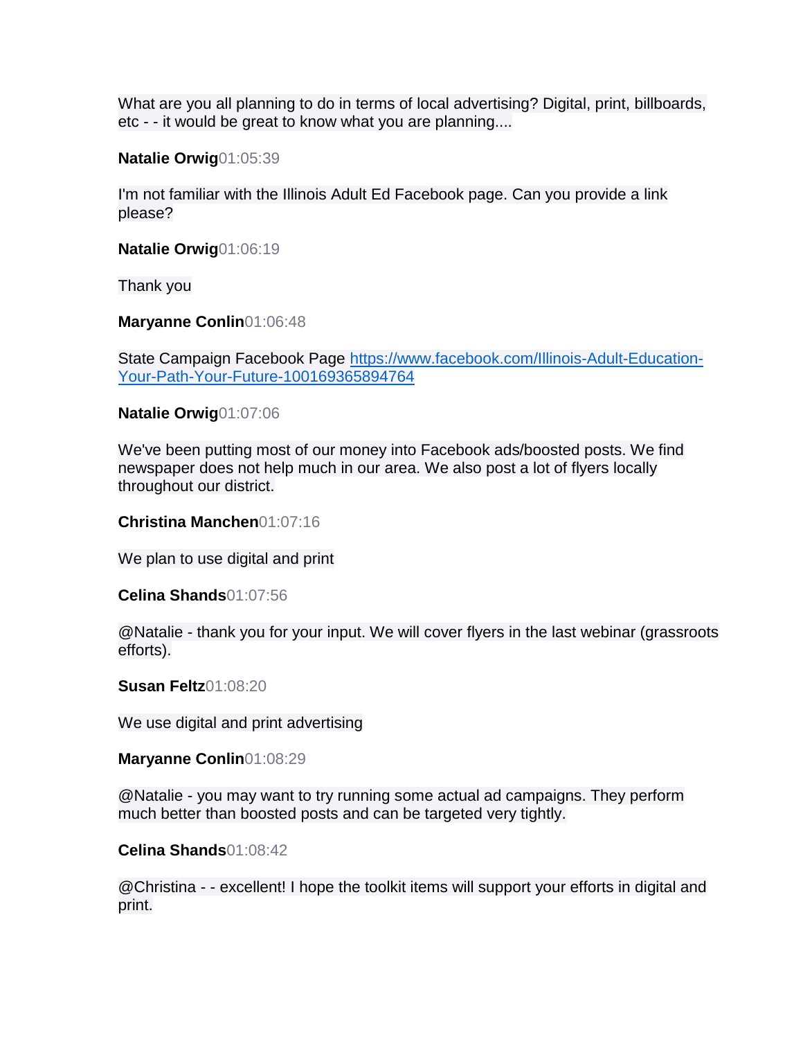What are you all planning to do in terms of local advertising? Digital, print, billboards, etc - - it would be great to know what you are planning....

**Natalie Orwig**01:05:39

I'm not familiar with the Illinois Adult Ed Facebook page. Can you provide a link please?

**Natalie Orwig**01:06:19

Thank you

**Maryanne Conlin**01:06:48

State Campaign Facebook Page https://www.facebook.com/Illinois-Adult-Education-Your-Path-Your-Future-100169365894764

**Natalie Orwig**01:07:06

We've been putting most of our money into Facebook ads/boosted posts. We find newspaper does not help much in our area. We also post a lot of flyers locally throughout our district.

**Christina Manchen**01:07:16

We plan to use digital and print

**Celina Shands**01:07:56

@Natalie - thank you for your input. We will cover flyers in the last webinar (grassroots efforts).

**Susan Feltz**01:08:20

We use digital and print advertising

**Maryanne Conlin**01:08:29

@Natalie - you may want to try running some actual ad campaigns. They perform much better than boosted posts and can be targeted very tightly.

**Celina Shands**01:08:42

@Christina - - excellent! I hope the toolkit items will support your efforts in digital and print.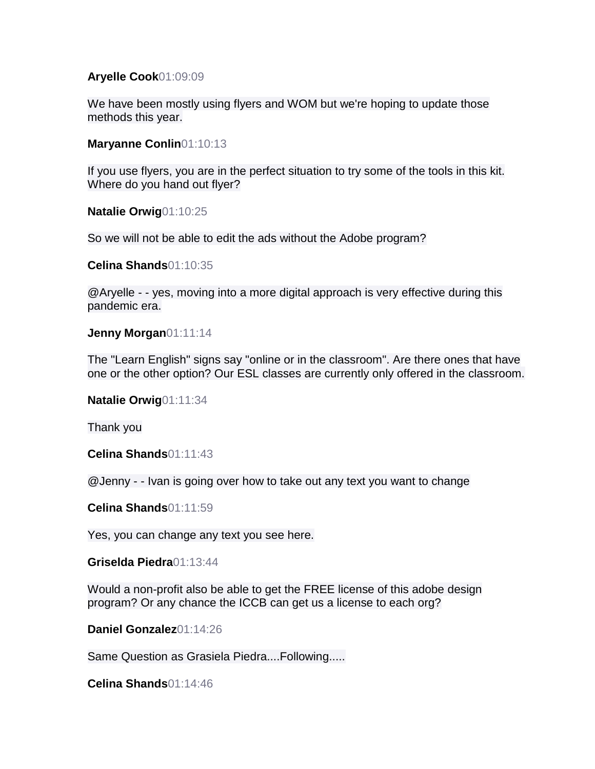**Aryelle Cook**01:09:09

We have been mostly using flyers and WOM but we're hoping to update those methods this year.

**Maryanne Conlin**01:10:13

If you use flyers, you are in the perfect situation to try some of the tools in this kit. Where do you hand out flyer?

**Natalie Orwig**01:10:25

So we will not be able to edit the ads without the Adobe program?

**Celina Shands**01:10:35

@Aryelle - - yes, moving into a more digital approach is very effective during this pandemic era.

**Jenny Morgan**01:11:14

The "Learn English" signs say "online or in the classroom". Are there ones that have one or the other option? Our ESL classes are currently only offered in the classroom.

**Natalie Orwig**01:11:34

Thank you

**Celina Shands**01:11:43

@Jenny - - Ivan is going over how to take out any text you want to change

**Celina Shands**01:11:59

Yes, you can change any text you see here.

**Griselda Piedra**01:13:44

Would a non-profit also be able to get the FREE license of this adobe design program? Or any chance the ICCB can get us a license to each org?

**Daniel Gonzalez**01:14:26

Same Question as Grasiela Piedra....Following.....

**Celina Shands**01:14:46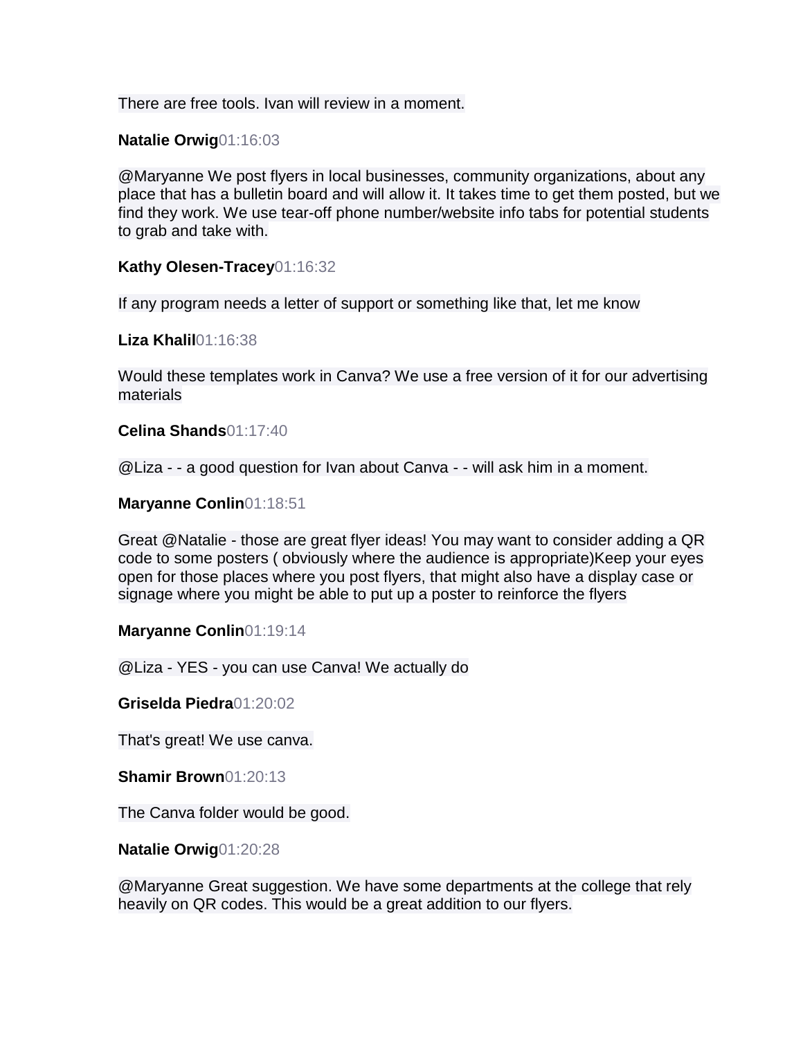There are free tools. Ivan will review in a moment.

**Natalie Orwig**01:16:03

@Maryanne We post flyers in local businesses, community organizations, about any place that has a bulletin board and will allow it. It takes time to get them posted, but we find they work. We use tear-off phone number/website info tabs for potential students to grab and take with.

**Kathy Olesen-Tracey**01:16:32

If any program needs a letter of support or something like that, let me know

**Liza Khalil**01:16:38

Would these templates work in Canva? We use a free version of it for our advertising materials

**Celina Shands**01:17:40

@Liza - - a good question for Ivan about Canva - - will ask him in a moment.

**Maryanne Conlin**01:18:51

Great @Natalie - those are great flyer ideas! You may want to consider adding a QR code to some posters ( obviously where the audience is appropriate)Keep your eyes open for those places where you post flyers, that might also have a display case or signage where you might be able to put up a poster to reinforce the flyers

**Maryanne Conlin**01:19:14

@Liza - YES - you can use Canva! We actually do

**Griselda Piedra**01:20:02

That's great! We use canva.

**Shamir Brown**01:20:13

The Canva folder would be good.

**Natalie Orwig**01:20:28

@Maryanne Great suggestion. We have some departments at the college that rely heavily on QR codes. This would be a great addition to our flyers.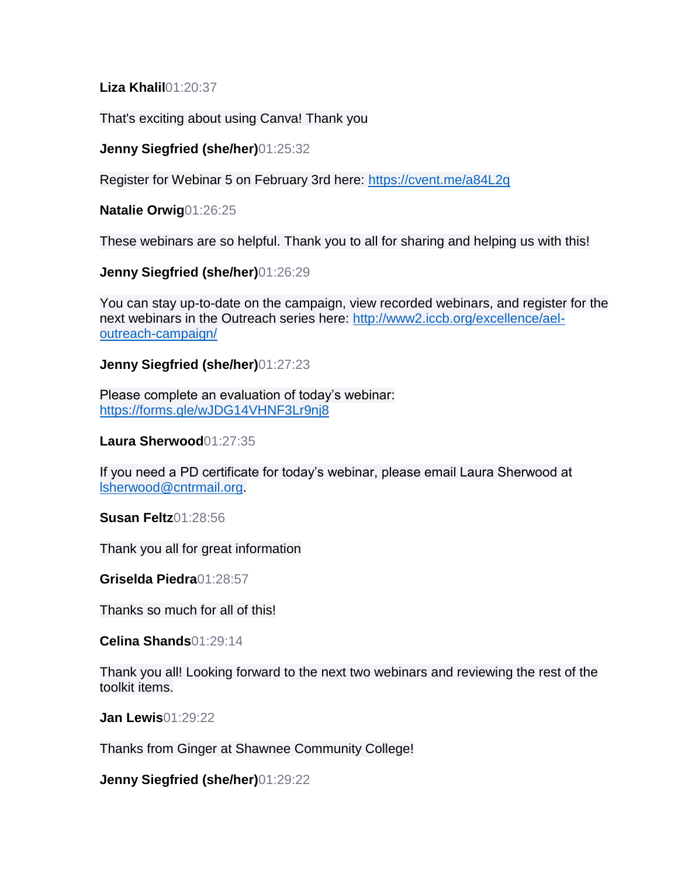**Liza Khalil**01:20:37

That's exciting about using Canva! Thank you

**Jenny Siegfried (she/her)**01:25:32

Register for Webinar 5 on February 3rd here: https://cvent.me/a84L2q

**Natalie Orwig**01:26:25

These webinars are so helpful. Thank you to all for sharing and helping us with this!

**Jenny Siegfried (she/her)**01:26:29

You can stay up-to-date on the campaign, view recorded webinars, and register for the next webinars in the Outreach series here: http://www2.iccb.org/excellence/ael-outreach-campaign/

**Jenny Siegfried (she/her)**01:27:23

Please complete an evaluation of today's webinar: https://forms.gle/wJDG14VHNF3Lr9nj8

**Laura Sherwood**01:27:35

If you need a PD certificate for today's webinar, please email Laura Sherwood at lsherwood@cntrmail.org.

**Susan Feltz**01:28:56

Thank you all for great information

**Griselda Piedra**01:28:57

Thanks so much for all of this!

**Celina Shands**01:29:14

Thank you all! Looking forward to the next two webinars and reviewing the rest of the toolkit items.

**Jan Lewis**01:29:22

Thanks from Ginger at Shawnee Community College!

**Jenny Siegfried (she/her)**01:29:22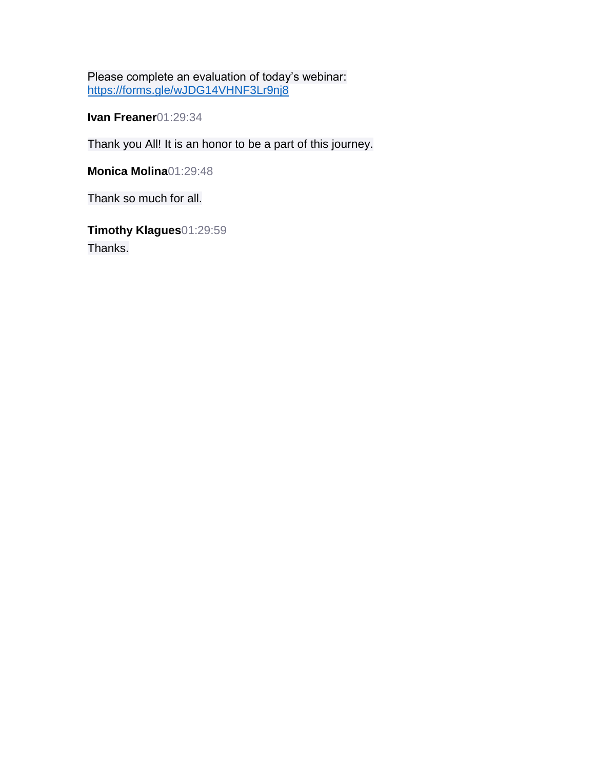Please complete an evaluation of today's webinar:
https://forms.gle/wJDG14VHNF3Lr9nj8

**Ivan Freaner**01:29:34

Thank you All! It is an honor to be a part of this journey.

**Monica Molina**01:29:48

Thank so much for all.

**Timothy Klagues**01:29:59

Thanks.